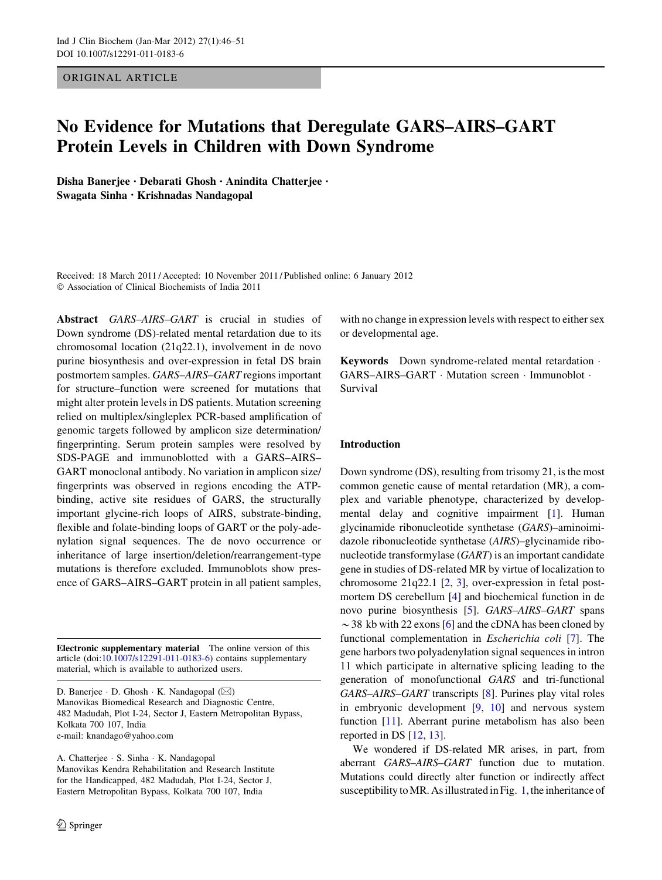ORIGINAL ARTICLE

# No Evidence for Mutations that Deregulate GARS–AIRS–GART Protein Levels in Children with Down Syndrome

**Disha Banerjee · Debarati Ghosh · Anindita Chatterjee · Swagata Sinha · Krishnadas Nandagopal**

Received: 18 March 2011 / Accepted: 10 November 2011 / Published online: 6 January 2012
© Association of Clinical Biochemists of India 2011

**Abstract** *GARS–AIRS–GART* is crucial in studies of Down syndrome (DS)-related mental retardation due to its chromosomal location (21q22.1), involvement in de novo purine biosynthesis and over-expression in fetal DS brain postmortem samples. *GARS–AIRS–GART* regions important for structure–function were screened for mutations that might alter protein levels in DS patients. Mutation screening relied on multiplex/singleplex PCR-based amplification of genomic targets followed by amplicon size determination/fingerprinting. Serum protein samples were resolved by SDS-PAGE and immunoblotted with a GARS–AIRS–GART monoclonal antibody. No variation in amplicon size/fingerprints was observed in regions encoding the ATP-binding, active site residues of GARS, the structurally important glycine-rich loops of AIRS, substrate-binding, flexible and folate-binding loops of GART or the poly-adenylation signal sequences. The de novo occurrence or inheritance of large insertion/deletion/rearrangement-type mutations is therefore excluded. Immunoblots show presence of GARS–AIRS–GART protein in all patient samples, with no change in expression levels with respect to either sex or developmental age.

**Keywords** Down syndrome-related mental retardation · GARS–AIRS–GART · Mutation screen · Immunoblot · Survival

**Electronic supplementary material** The online version of this article (doi:10.1007/s12291-011-0183-6) contains supplementary material, which is available to authorized users.

D. Banerjee · D. Ghosh · K. Nandagopal (✉)
Manovikas Biomedical Research and Diagnostic Centre, 482 Madudah, Plot I-24, Sector J, Eastern Metropolitan Bypass, Kolkata 700 107, India
e-mail: knandago@yahoo.com

A. Chatterjee · S. Sinha · K. Nandagopal
Manovikas Kendra Rehabilitation and Research Institute for the Handicapped, 482 Madudah, Plot I-24, Sector J, Eastern Metropolitan Bypass, Kolkata 700 107, India

## Introduction

Down syndrome (DS), resulting from trisomy 21, is the most common genetic cause of mental retardation (MR), a complex and variable phenotype, characterized by developmental delay and cognitive impairment [1]. Human glycinamide ribonucleotide synthetase (*GARS*)–aminoimidazole ribonucleotide synthetase (*AIRS*)–glycinamide ribonucleotide transformylase (*GART*) is an important candidate gene in studies of DS-related MR by virtue of localization to chromosome 21q22.1 [2, 3], over-expression in fetal postmortem DS cerebellum [4] and biochemical function in de novo purine biosynthesis [5]. *GARS–AIRS–GART* spans ~38 kb with 22 exons [6] and the cDNA has been cloned by functional complementation in *Escherichia coli* [7]. The gene harbors two polyadenylation signal sequences in intron 11 which participate in alternative splicing leading to the generation of monofunctional *GARS* and tri-functional *GARS–AIRS–GART* transcripts [8]. Purines play vital roles in embryonic development [9, 10] and nervous system function [11]. Aberrant purine metabolism has also been reported in DS [12, 13].

We wondered if DS-related MR arises, in part, from aberrant *GARS–AIRS–GART* function due to mutation. Mutations could directly alter function or indirectly affect susceptibility to MR. As illustrated in Fig. 1, the inheritance of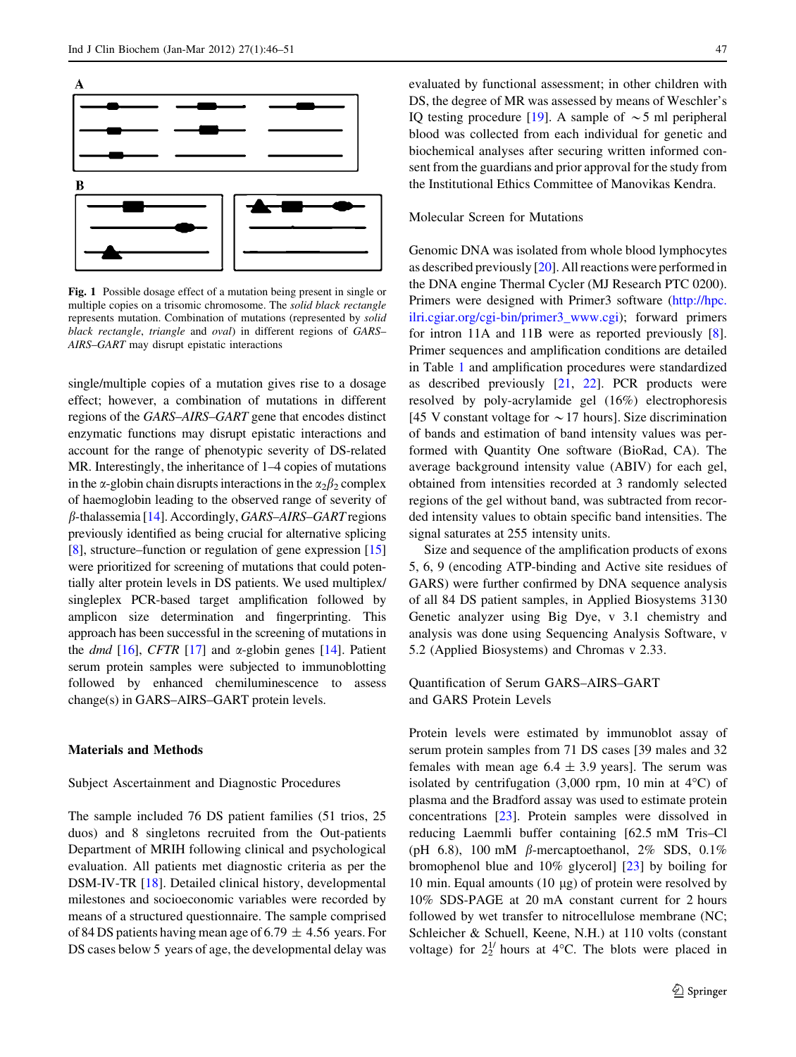**Fig. 1** Possible dosage effect of a mutation being present in single or multiple copies on a trisomic chromosome. The *solid black rectangle* represents mutation. Combination of mutations (represented by *solid black rectangle*, *triangle* and *oval*) in different regions of *GARS–AIRS–GART* may disrupt epistatic interactions

single/multiple copies of a mutation gives rise to a dosage effect; however, a combination of mutations in different regions of the *GARS–AIRS–GART* gene that encodes distinct enzymatic functions may disrupt epistatic interactions and account for the range of phenotypic severity of DS-related MR. Interestingly, the inheritance of 1–4 copies of mutations in the α-globin chain disrupts interactions in the $\alpha_2\beta_2$ complex of haemoglobin leading to the observed range of severity of β-thalassemia [14]. Accordingly, *GARS–AIRS–GART* regions previously identified as being crucial for alternative splicing [8], structure–function or regulation of gene expression [15] were prioritized for screening of mutations that could potentially alter protein levels in DS patients. We used multiplex/singleplex PCR-based target amplification followed by amplicon size determination and fingerprinting. This approach has been successful in the screening of mutations in the *dmd* [16], *CFTR* [17] and α-globin genes [14]. Patient serum protein samples were subjected to immunoblotting followed by enhanced chemiluminescence to assess change(s) in GARS–AIRS–GART protein levels.

## Materials and Methods

### Subject Ascertainment and Diagnostic Procedures

The sample included 76 DS patient families (51 trios, 25 duos) and 8 singletons recruited from the Out-patient Department of MRIH following clinical and psychological evaluation. All patients met diagnostic criteria as per the DSM-IV-TR [18]. Detailed clinical history, developmental milestones and socioeconomic variables were recorded by means of a structured questionnaire. The sample comprised of 84 DS patients having mean age of 6.79 ± 4.56 years. For DS cases below 5 years of age, the developmental delay was evaluated by functional assessment; in other children with DS, the degree of MR was assessed by means of Weschler's IQ testing procedure [19]. A sample of ~5 ml peripheral blood was collected from each individual for genetic and biochemical analyses after securing written informed consent from the guardians and prior approval for the study from the Institutional Ethics Committee of Manovikas Kendra.

### Molecular Screen for Mutations

Genomic DNA was isolated from whole blood lymphocytes as described previously [20]. All reactions were performed in the DNA engine Thermal Cycler (MJ Research PTC 0200). Primers were designed with Primer3 software (http://hpc.ilri.cgiar.org/cgi-bin/primer3_www.cgi); forward primers for intron 11A and 11B were as reported previously [8]. Primer sequences and amplification conditions are detailed in Table 1 and amplification procedures were standardized as described previously [21, 22]. PCR products were resolved by poly-acrylamide gel (16%) electrophoresis [45 V constant voltage for ~17 hours]. Size discrimination of bands and estimation of band intensity values was performed with Quantity One software (BioRad, CA). The average background intensity value (ABIV) for each gel, obtained from intensities recorded at 3 randomly selected regions of the gel without band, was subtracted from recorded intensity values to obtain specific band intensities. The signal saturates at 255 intensity units.

Size and sequence of the amplification products of exons 5, 6, 9 (encoding ATP-binding and Active site residues of GARS) were further confirmed by DNA sequence analysis of all 84 DS patient samples, in Applied Biosystems 3130 Genetic analyzer using Big Dye, v 3.1 chemistry and analysis was done using Sequencing Analysis Software, v 5.2 (Applied Biosystems) and Chromas v 2.33.

### Quantification of Serum GARS–AIRS–GART and GARS Protein Levels

Protein levels were estimated by immunoblot assay of serum protein samples from 71 DS cases [39 males and 32 females with mean age 6.4 ± 3.9 years]. The serum was isolated by centrifugation (3,000 rpm, 10 min at 4°C) of plasma and the Bradford assay was used to estimate protein concentrations [23]. Protein samples were dissolved in reducing Laemmli buffer containing [62.5 mM Tris–Cl (pH 6.8), 100 mM β-mercaptoethanol, 2% SDS, 0.1% bromophenol blue and 10% glycerol] [23] by boiling for 10 min. Equal amounts (10 μg) of protein were resolved by 10% SDS-PAGE at 20 mA constant current for 2 hours followed by wet transfer to nitrocellulose membrane (NC; Schleicher & Schuell, Keene, N.H.) at 110 volts (constant voltage) for $2\frac{1}{2}$ hours at 4°C. The blots were placed in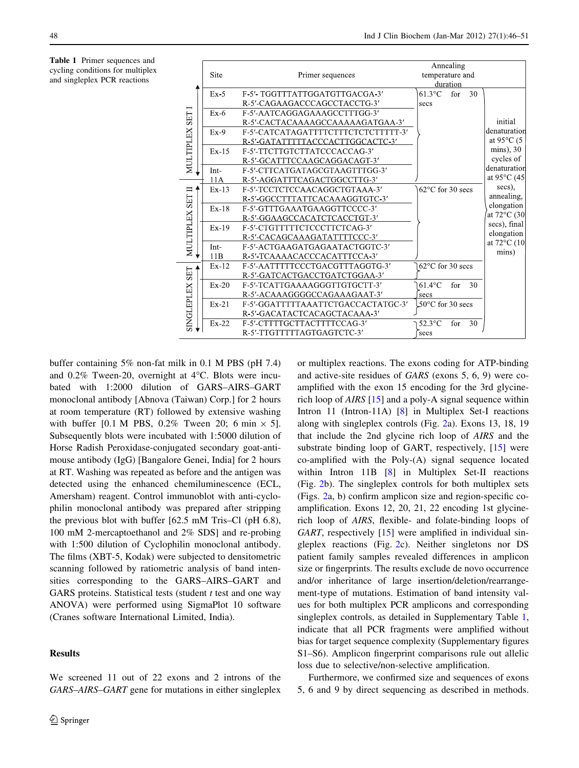**Table 1** Primer sequences and cycling conditions for multiplex and singleplex PCR reactions

| | Site | Primer sequences | Annealing temperature and duration | |
|---|---|---|---|---|
| MULTIPLEX SET I | Ex-5 | F-5′- TGGTTTATTGGATGTTGACGA-3′<br>R-5′-CAGAAGACCCAGCCTACCTG-3′ | 61.3°C for 30 secs | initial denaturation at 95°C (5 mins), 30 cycles of denaturation at 95°C (45 secs), annealing, elongation at 72°C (30 secs), final elongation at 72°C (10 mins) |
| | Ex-6 | F-5′-AATCAGGAGAAAGCCTTTGG-3′<br>R-5′-CACTACAAAAGCCAAAAAGATGAA-3′ | | |
| | Ex-9 | F-5′-CATCATAGATTTTCTTCTCTCTTTTT-3′<br>R-5′-GATATTTTTACCCACTTGGCACTC-3′ | | |
| | Ex-15 | F-5′-TTCTTGTCTTATCCCACCAG-3′<br>R-5′-GCATTTCCAAGCAGGACAGT-3′ | | |
| | Int-11A | F-5′-CTTCATGATAGCGTAAGTTTGG-3′<br>R-5′-AGGATTTCAGACTGGCCTTG-3′ | | |
| MULTIPLEX SET II | Ex-13 | F-5′-TCCTCTCCAACAGGCTGTAAA-3′<br>R-5′-GGCCTTTATTCACAAAGGTGTC-3′ | 62°C for 30 secs | |
| | Ex-18 | F-5′-GTTTGAAATGAAGGTTCCCC-3′<br>R-5′-GGAAGCCACATCTCACCTGT-3′ | | |
| | Ex-19 | F-5′-CTGTTTTTCTCCCTTCTCAG-3′<br>R-5′-CACAGCAAAGATATTTTCCC-3′ | | |
| | Int-11B | F-5′-ACTGAAGATGAGAATACTGGTC-3′<br>R-5′-TCAAAACACCCACATTTCCA-3′ | | |
| SINGLEPLEX SET | Ex-12 | F-5′-AATTTTTCCCTGACGTTTAGGTG-3′<br>R-5′-GATCACTGACCTGATCTGGAA-3′ | 62°C for 30 secs | |
| | Ex-20 | F-5′-TCATTGAAAAGGGTTGTGCTT-3′<br>R-5′-ACAAAGGGGCCAGAAAGAAT-3′ | 61.4°C for 30 secs | |
| | Ex-21 | F-5′-GGATTTTTAAATTCTGACCACTATGC-3′<br>R-5′-GACATACTCACAGCTACAAA-3′ | 50°C for 30 secs | |
| | Ex-22 | F-5′-CTTTTGCTTACTTTTCCAG-3′<br>R-5′-TTGTTTTTAGTGAGTCTC-3′ | 52.3°C for 30 secs | |

buffer containing 5% non-fat milk in 0.1 M PBS (pH 7.4) and 0.2% Tween-20, overnight at 4°C. Blots were incubated with 1:2000 dilution of GARS–AIRS–GART monoclonal antibody [Abnova (Taiwan) Corp.] for 2 hours at room temperature (RT) followed by extensive washing with buffer [0.1 M PBS, 0.2% Tween 20; 6 min × 5]. Subsequently blots were incubated with 1:5000 dilution of Horse Radish Peroxidase-conjugated secondary goat-anti-mouse antibody (IgG) [Bangalore Genei, India] for 2 hours at RT. Washing was repeated as before and the antigen was detected using the enhanced chemiluminescence (ECL, Amersham) reagent. Control immunoblot with anti-cyclophilin monoclonal antibody was prepared after stripping the previous blot with buffer [62.5 mM Tris–Cl (pH 6.8), 100 mM 2-mercaptoethanol and 2% SDS] and re-probing with 1:500 dilution of Cyclophilin monoclonal antibody. The films (XBT-5, Kodak) were subjected to densitometric scanning followed by ratiometric analysis of band intensities corresponding to the GARS–AIRS–GART and GARS proteins. Statistical tests (student *t* test and one way ANOVA) were performed using SigmaPlot 10 software (Cranes software International Limited, India).

## Results

We screened 11 out of 22 exons and 2 introns of the *GARS–AIRS–GART* gene for mutations in either singleplex or multiplex reactions. The exons coding for ATP-binding and active-site residues of *GARS* (exons 5, 6, 9) were co-amplified with the exon 15 encoding for the 3rd glycine-rich loop of *AIRS* [15] and a poly-A signal sequence within Intron 11 (Intron-11A) [8] in Multiplex Set-I reactions along with singleplex controls (Fig. 2a). Exons 13, 18, 19 that include the 2nd glycine rich loop of *AIRS* and the substrate binding loop of GART, respectively, [15] were co-amplified with the Poly-(A) signal sequence located within Intron 11B [8] in Multiplex Set-II reactions (Fig. 2b). The singleplex controls for both multiplex sets (Figs. 2a, b) confirm amplicon size and region-specific co-amplification. Exons 12, 20, 21, 22 encoding 1st glycine-rich loop of *AIRS*, flexible- and folate-binding loops of *GART*, respectively [15] were amplified in individual singleplex reactions (Fig. 2c). Neither singletons nor DS patient family samples revealed differences in amplicon size or fingerprints. The results exclude de novo occurrence and/or inheritance of large insertion/deletion/rearrangement-type of mutations. Estimation of band intensity values for both multiplex PCR amplicons and corresponding singleplex controls, as detailed in Supplementary Table 1, indicate that all PCR fragments were amplified without bias for target sequence complexity (Supplementary figures S1–S6). Amplicon fingerprint comparisons rule out allelic loss due to selective/non-selective amplification.

Furthermore, we confirmed size and sequences of exons 5, 6 and 9 by direct sequencing as described in methods.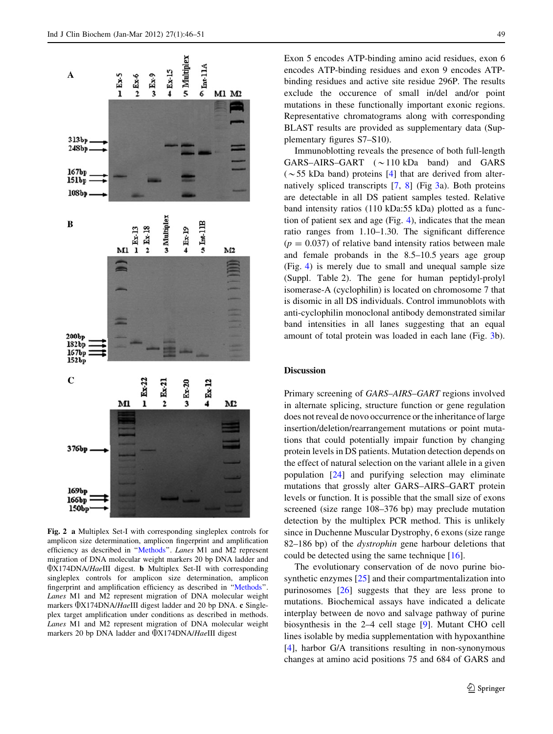Fig. 2 **a** Multiplex Set-I with corresponding singleplex controls for amplicon size determination, amplicon fingerprint and amplification efficiency as described in "Methods". *Lanes* M1 and M2 represent migration of DNA molecular weight markers 20 bp DNA ladder and ΦX174DNA/*Hae*III digest. **b** Multiplex Set-II with corresponding singleplex controls for amplicon size determination, amplicon fingerprint and amplification efficiency as described in "Methods". *Lanes* M1 and M2 represent migration of DNA molecular weight markers ΦX174DNA/*Hae*III digest ladder and 20 bp DNA. **c** Singleplex target amplification under conditions as described in methods. *Lanes* M1 and M2 represent migration of DNA molecular weight markers 20 bp DNA ladder and ΦX174DNA/*Hae*III digest

Exon 5 encodes ATP-binding amino acid residues, exon 6 encodes ATP-binding residues and exon 9 encodes ATP-binding residues and active site residue 296P. The results exclude the occurence of small in/del and/or point mutations in these functionally important exonic regions. Representative chromatograms along with corresponding BLAST results are provided as supplementary data (Supplementary figures S7–S10).

Immunoblotting reveals the presence of both full-length GARS–AIRS–GART (~110 kDa band) and GARS (~55 kDa band) proteins [4] that are derived from alternatively spliced transcripts [7, 8] (Fig 3a). Both proteins are detectable in all DS patient samples tested. Relative band intensity ratios (110 kDa:55 kDa) plotted as a function of patient sex and age (Fig. 4), indicates that the mean ratio ranges from 1.10–1.30. The significant difference ($p = 0.037$) of relative band intensity ratios between male and female probands in the 8.5–10.5 years age group (Fig. 4) is merely due to small and unequal sample size (Suppl. Table 2). The gene for human peptidyl-prolyl isomerase-A (cyclophilin) is located on chromosome 7 that is disomic in all DS individuals. Control immunoblots with anti-cyclophilin monoclonal antibody demonstrated similar band intensities in all lanes suggesting that an equal amount of total protein was loaded in each lane (Fig. 3b).

## Discussion

Primary screening of *GARS–AIRS–GART* regions involved in alternate splicing, structure function or gene regulation does not reveal de novo occurrence or the inheritance of large insertion/deletion/rearrangement mutations or point mutations that could potentially impair function by changing protein levels in DS patients. Mutation detection depends on the effect of natural selection on the variant allele in a given population [24] and purifying selection may eliminate mutations that grossly alter GARS–AIRS–GART protein levels or function. It is possible that the small size of exons screened (size range 108–376 bp) may preclude mutation detection by the multiplex PCR method. This is unlikely since in Duchenne Muscular Dystrophy, 6 exons (size range 82–186 bp) of the *dystrophin* gene harbour deletions that could be detected using the same technique [16].

The evolutionary conservation of de novo purine biosynthetic enzymes [25] and their compartmentalization into purinosomes [26] suggests that they are less prone to mutations. Biochemical assays have indicated a delicate interplay between de novo and salvage pathway of purine biosynthesis in the 2–4 cell stage [9]. Mutant CHO cell lines isolable by media supplementation with hypoxanthine [4], harbor G/A transitions resulting in non-synonymous changes at amino acid positions 75 and 684 of GARS and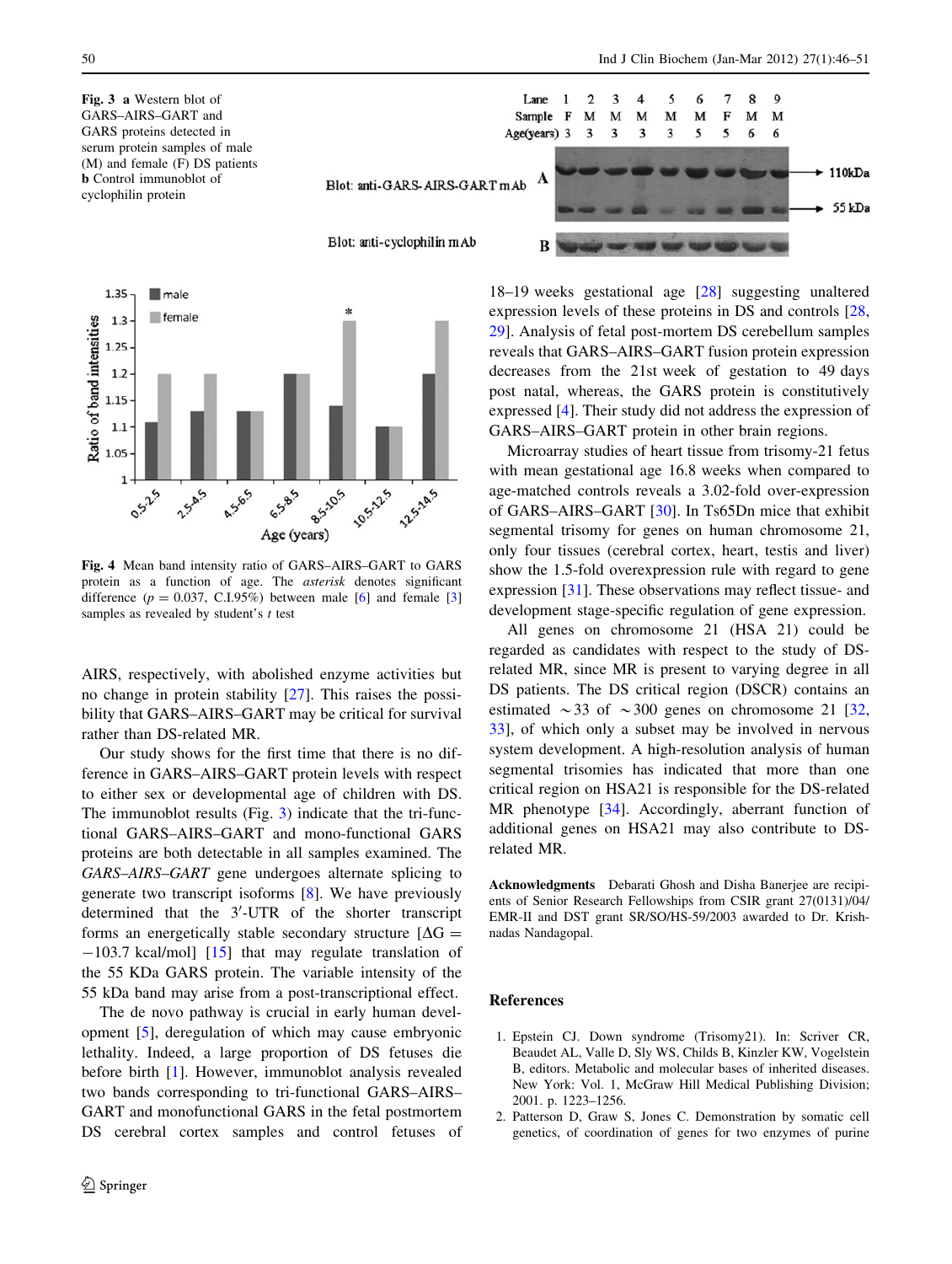**Fig. 3** **a** Western blot of GARS–AIRS–GART and GARS proteins detected in serum protein samples of male (M) and female (F) DS patients **b** Control immunoblot of cyclophilin protein

**Fig. 4** Mean band intensity ratio of GARS–AIRS–GART to GARS protein as a function of age. The *asterisk* denotes significant difference ($p = 0.037$, C.I.95%) between male [6] and female [3] samples as revealed by student's *t* test

AIRS, respectively, with abolished enzyme activities but no change in protein stability [27]. This raises the possibility that GARS–AIRS–GART may be critical for survival rather than DS-related MR.

Our study shows for the first time that there is no difference in GARS–AIRS–GART protein levels with respect to either sex or developmental age of children with DS. The immunoblot results (Fig. 3) indicate that the tri-functional GARS–AIRS–GART and mono-functional GARS proteins are both detectable in all samples examined. The *GARS–AIRS–GART* gene undergoes alternate splicing to generate two transcript isoforms [8]. We have previously determined that the 3′-UTR of the shorter transcript forms an energetically stable secondary structure [$\Delta G = -103.7$ kcal/mol] [15] that may regulate translation of the 55 KDa GARS protein. The variable intensity of the 55 kDa band may arise from a post-transcriptional effect.

The de novo pathway is crucial in early human development [5], deregulation of which may cause embryonic lethality. Indeed, a large proportion of DS fetuses die before birth [1]. However, immunoblot analysis revealed two bands corresponding to tri-functional GARS–AIRS–GART and monofunctional GARS in the fetal postmortem DS cerebral cortex samples and control fetuses of 18–19 weeks gestational age [28] suggesting unaltered expression levels of these proteins in DS and controls [28, 29]. Analysis of fetal post-mortem DS cerebellum samples reveals that GARS–AIRS–GART fusion protein expression decreases from the 21st week of gestation to 49 days post natal, whereas, the GARS protein is constitutively expressed [4]. Their study did not address the expression of GARS–AIRS–GART protein in other brain regions.

Microarray studies of heart tissue from trisomy-21 fetus with mean gestational age 16.8 weeks when compared to age-matched controls reveals a 3.02-fold over-expression of GARS–AIRS–GART [30]. In Ts65Dn mice that exhibit segmental trisomy for genes on human chromosome 21, only four tissues (cerebral cortex, heart, testis and liver) show the 1.5-fold overexpression rule with regard to gene expression [31]. These observations may reflect tissue- and development stage-specific regulation of gene expression.

All genes on chromosome 21 (HSA 21) could be regarded as candidates with respect to the study of DS-related MR, since MR is present to varying degree in all DS patients. The DS critical region (DSCR) contains an estimated ~33 of ~300 genes on chromosome 21 [32, 33], of which only a subset may be involved in nervous system development. A high-resolution analysis of human segmental trisomies has indicated that more than one critical region on HSA21 is responsible for the DS-related MR phenotype [34]. Accordingly, aberrant function of additional genes on HSA21 may also contribute to DS-related MR.

**Acknowledgments** Debarati Ghosh and Disha Banerjee are recipients of Senior Research Fellowships from CSIR grant 27(0131)/04/EMR-II and DST grant SR/SO/HS-59/2003 awarded to Dr. Krishnadas Nandagopal.

## References

1. Epstein CJ. Down syndrome (Trisomy21). In: Scriver CR, Beaudet AL, Valle D, Sly WS, Childs B, Kinzler KW, Vogelstein B, editors. Metabolic and molecular bases of inherited diseases. New York: Vol. 1, McGraw Hill Medical Publishing Division; 2001. p. 1223–1256.
2. Patterson D, Graw S, Jones C. Demonstration by somatic cell genetics, of coordination of genes for two enzymes of purine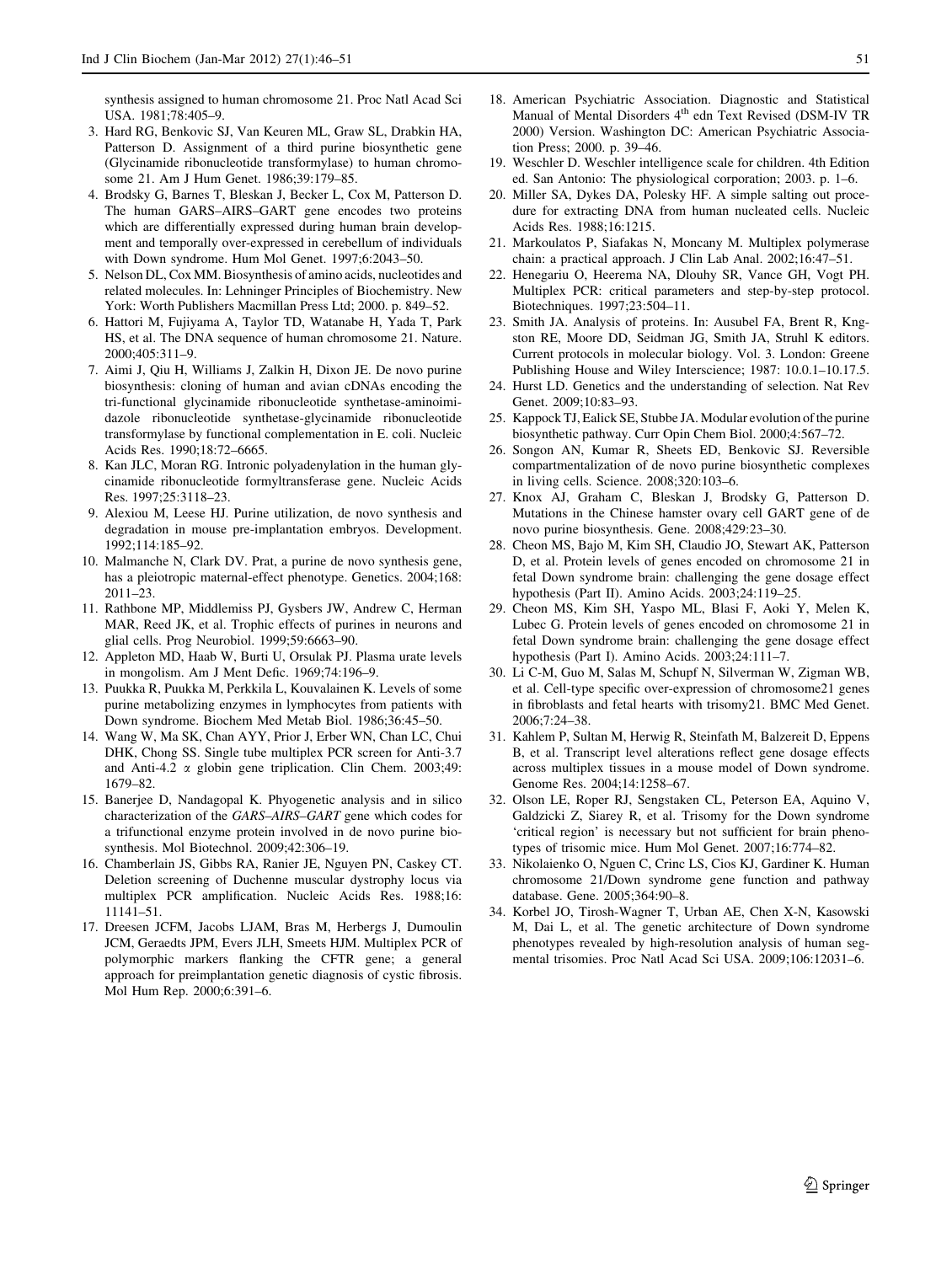synthesis assigned to human chromosome 21. Proc Natl Acad Sci USA. 1981;78:405–9.

3. Hard RG, Benkovic SJ, Van Keuren ML, Graw SL, Drabkin HA, Patterson D. Assignment of a third purine biosynthetic gene (Glycinamide ribonucleotide transformylase) to human chromosome 21. Am J Hum Genet. 1986;39:179–85.
4. Brodsky G, Barnes T, Bleskan J, Becker L, Cox M, Patterson D. The human GARS–AIRS–GART gene encodes two proteins which are differentially expressed during human brain development and temporally over-expressed in cerebellum of individuals with Down syndrome. Hum Mol Genet. 1997;6:2043–50.
5. Nelson DL, Cox MM. Biosynthesis of amino acids, nucleotides and related molecules. In: Lehninger Principles of Biochemistry. New York: Worth Publishers Macmillan Press Ltd; 2000. p. 849–52.
6. Hattori M, Fujiyama A, Taylor TD, Watanabe H, Yada T, Park HS, et al. The DNA sequence of human chromosome 21. Nature. 2000;405:311–9.
7. Aimi J, Qiu H, Williams J, Zalkin H, Dixon JE. De novo purine biosynthesis: cloning of human and avian cDNAs encoding the tri-functional glycinamide ribonucleotide synthetase-aminoimidazole ribonucleotide synthetase-glycinamide ribonucleotide transformylase by functional complementation in E. coli. Nucleic Acids Res. 1990;18:72–6665.
8. Kan JLC, Moran RG. Intronic polyadenylation in the human glycinamide ribonucleotide formyltransferase gene. Nucleic Acids Res. 1997;25:3118–23.
9. Alexiou M, Leese HJ. Purine utilization, de novo synthesis and degradation in mouse pre-implantation embryos. Development. 1992;114:185–92.
10. Malmanche N, Clark DV. Prat, a purine de novo synthesis gene, has a pleiotropic maternal-effect phenotype. Genetics. 2004;168: 2011–23.
11. Rathbone MP, Middlemiss PJ, Gysbers JW, Andrew C, Herman MAR, Reed JK, et al. Trophic effects of purines in neurons and glial cells. Prog Neurobiol. 1999;59:6663–90.
12. Appleton MD, Haab W, Burti U, Orsulak PJ. Plasma urate levels in mongolism. Am J Ment Defic. 1969;74:196–9.
13. Puukka R, Puukka M, Perkkila L, Kouvalainen K. Levels of some purine metabolizing enzymes in lymphocytes from patients with Down syndrome. Biochem Med Metab Biol. 1986;36:45–50.
14. Wang W, Ma SK, Chan AYY, Prior J, Erber WN, Chan LC, Chui DHK, Chong SS. Single tube multiplex PCR screen for Anti-3.7 and Anti-4.2 α globin gene triplication. Clin Chem. 2003;49: 1679–82.
15. Banerjee D, Nandagopal K. Phyogenetic analysis and in silico characterization of the *GARS–AIRS–GART* gene which codes for a trifunctional enzyme protein involved in de novo purine biosynthesis. Mol Biotechnol. 2009;42:306–19.
16. Chamberlain JS, Gibbs RA, Ranier JE, Nguyen PN, Caskey CT. Deletion screening of Duchenne muscular dystrophy locus via multiplex PCR amplification. Nucleic Acids Res. 1988;16: 11141–51.
17. Dreesen JCFM, Jacobs LJAM, Bras M, Herbergs J, Dumoulin JCM, Geraedts JPM, Evers JLH, Smeets HJM. Multiplex PCR of polymorphic markers flanking the CFTR gene; a general approach for preimplantation genetic diagnosis of cystic fibrosis. Mol Hum Rep. 2000;6:391–6.
18. American Psychiatric Association. Diagnostic and Statistical Manual of Mental Disorders 4th edn Text Revised (DSM-IV TR 2000) Version. Washington DC: American Psychiatric Association Press; 2000. p. 39–46.
19. Weschler D. Weschler intelligence scale for children. 4th Edition ed. San Antonio: The physiological corporation; 2003. p. 1–6.
20. Miller SA, Dykes DA, Polesky HF. A simple salting out procedure for extracting DNA from human nucleated cells. Nucleic Acids Res. 1988;16:1215.
21. Markoulatos P, Siafakas N, Moncany M. Multiplex polymerase chain: a practical approach. J Clin Lab Anal. 2002;16:47–51.
22. Henegariu O, Heerema NA, Dlouhy SR, Vance GH, Vogt PH. Multiplex PCR: critical parameters and step-by-step protocol. Biotechniques. 1997;23:504–11.
23. Smith JA. Analysis of proteins. In: Ausubel FA, Brent R, Kngston RE, Moore DD, Seidman JG, Smith JA, Struhl K editors. Current protocols in molecular biology. Vol. 3. London: Greene Publishing House and Wiley Interscience; 1987: 10.0.1–10.17.5.
24. Hurst LD. Genetics and the understanding of selection. Nat Rev Genet. 2009;10:83–93.
25. Kappock TJ, Ealick SE, Stubbe JA. Modular evolution of the purine biosynthetic pathway. Curr Opin Chem Biol. 2000;4:567–72.
26. Songon AN, Kumar R, Sheets ED, Benkovic SJ. Reversible compartmentalization of de novo purine biosynthetic complexes in living cells. Science. 2008;320:103–6.
27. Knox AJ, Graham C, Bleskan J, Brodsky G, Patterson D. Mutations in the Chinese hamster ovary cell GART gene of de novo purine biosynthesis. Gene. 2008;429:23–30.
28. Cheon MS, Bajo M, Kim SH, Claudio JO, Stewart AK, Patterson D, et al. Protein levels of genes encoded on chromosome 21 in fetal Down syndrome brain: challenging the gene dosage effect hypothesis (Part II). Amino Acids. 2003;24:119–25.
29. Cheon MS, Kim SH, Yaspo ML, Blasi F, Aoki Y, Melen K, Lubec G. Protein levels of genes encoded on chromosome 21 in fetal Down syndrome brain: challenging the gene dosage effect hypothesis (Part I). Amino Acids. 2003;24:111–7.
30. Li C-M, Guo M, Salas M, Schupf N, Silverman W, Zigman WB, et al. Cell-type specific over-expression of chromosome21 genes in fibroblasts and fetal hearts with trisomy21. BMC Med Genet. 2006;7:24–38.
31. Kahlem P, Sultan M, Herwig R, Steinfath M, Balzereit D, Eppens B, et al. Transcript level alterations reflect gene dosage effects across multiplex tissues in a mouse model of Down syndrome. Genome Res. 2004;14:1258–67.
32. Olson LE, Roper RJ, Sengstaken CL, Peterson EA, Aquino V, Galdzicki Z, Siarey R, et al. Trisomy for the Down syndrome 'critical region' is necessary but not sufficient for brain phenotypes of trisomic mice. Hum Mol Genet. 2007;16:774–82.
33. Nikolaienko O, Nguen C, Crinc LS, Cios KJ, Gardiner K. Human chromosome 21/Down syndrome gene function and pathway database. Gene. 2005;364:90–8.
34. Korbel JO, Tirosh-Wagner T, Urban AE, Chen X-N, Kasowski M, Dai L, et al. The genetic architecture of Down syndrome phenotypes revealed by high-resolution analysis of human segmental trisomies. Proc Natl Acad Sci USA. 2009;106:12031–6.